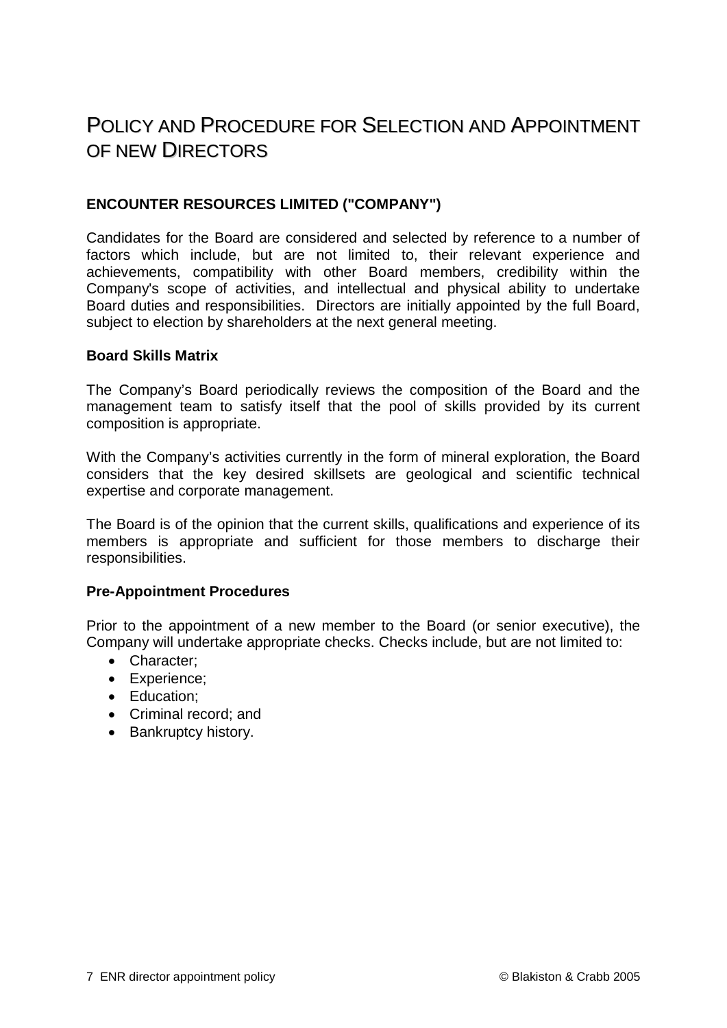# Policy and Procedure for Selection and Appointment of new Directors

## ENCOUNTER RESOURCES LIMITED ("COMPANY")

Candidates for the Board are considered and selected by reference to a number of factors which include, but are not limited to, their relevant experience and achievements, compatibility with other Board members, credibility within the Company's scope of activities, and intellectual and physical ability to undertake Board duties and responsibilities. Directors are initially appointed by the full Board, subject to election by shareholders at the next general meeting.

### Board Skills Matrix

The Company's Board periodically reviews the composition of the Board and the management team to satisfy itself that the pool of skills provided by its current composition is appropriate.

With the Company's activities currently in the form of mineral exploration, the Board considers that the key desired skillsets are geological and scientific technical expertise and corporate management.

The Board is of the opinion that the current skills, qualifications and experience of its members is appropriate and sufficient for those members to discharge their responsibilities.

### Pre-Appointment Procedures

Prior to the appointment of a new member to the Board (or senior executive), the Company will undertake appropriate checks. Checks include, but are not limited to:

- Character;
- Experience;
- Education;
- Criminal record; and
- Bankruptcy history.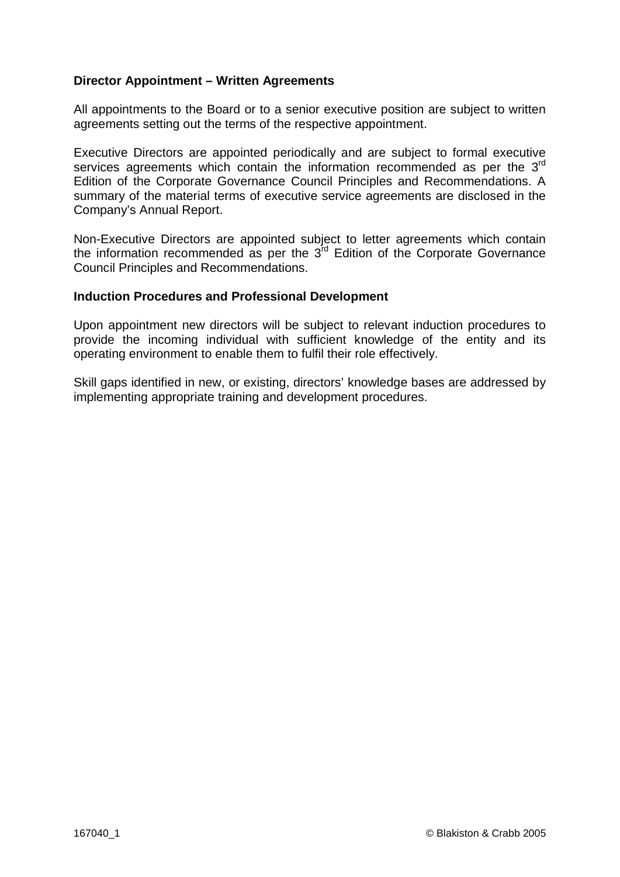**Director Appointment – Written Agreements**

All appointments to the Board or to a senior executive position are subject to written agreements setting out the terms of the respective appointment.

Executive Directors are appointed periodically and are subject to formal executive services agreements which contain the information recommended as per the 3rd Edition of the Corporate Governance Council Principles and Recommendations. A summary of the material terms of executive service agreements are disclosed in the Company's Annual Report.

Non-Executive Directors are appointed subject to letter agreements which contain the information recommended as per the 3rd Edition of the Corporate Governance Council Principles and Recommendations.

**Induction Procedures and Professional Development**

Upon appointment new directors will be subject to relevant induction procedures to provide the incoming individual with sufficient knowledge of the entity and its operating environment to enable them to fulfil their role effectively.

Skill gaps identified in new, or existing, directors' knowledge bases are addressed by implementing appropriate training and development procedures.